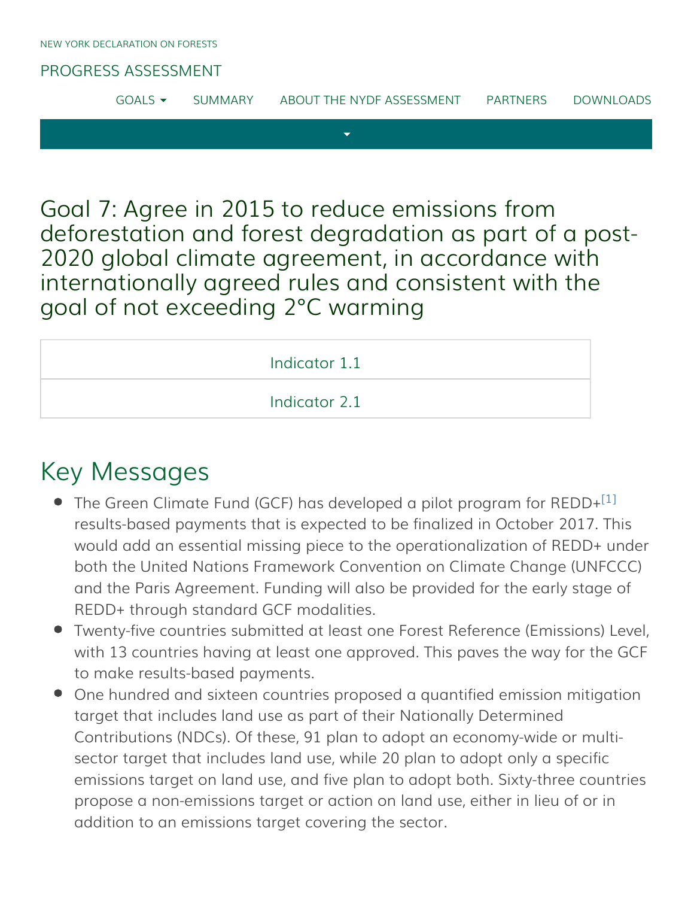NEW YORK DECLARATION ON FORESTS

PROGRESS ASSESSMENT

GOALS SUMMARY ABOUT THE NYDF ASSESSMENT PARTNERS DOWNLOADS

# Goal 7: Agree in 2015 to reduce emissions from deforestation and forest degradation as part of a post-2020 global climate agreement, in accordance with internationally agreed rules and consistent with the goal of not exceeding 2°C warming

Indicator 1.1

Indicator 2.1

## Key Messages

- The Green Climate Fund (GCF) has developed a pilot program for REDD+[1] results-based payments that is expected to be finalized in October 2017. This would add an essential missing piece to the operationalization of REDD+ under both the United Nations Framework Convention on Climate Change (UNFCCC) and the Paris Agreement. Funding will also be provided for the early stage of REDD+ through standard GCF modalities.
- Twenty-five countries submitted at least one Forest Reference (Emissions) Level, with 13 countries having at least one approved. This paves the way for the GCF to make results-based payments.
- One hundred and sixteen countries proposed a quantified emission mitigation target that includes land use as part of their Nationally Determined Contributions (NDCs). Of these, 91 plan to adopt an economy-wide or multi-sector target that includes land use, while 20 plan to adopt only a specific emissions target on land use, and five plan to adopt both. Sixty-three countries propose a non-emissions target or action on land use, either in lieu of or in addition to an emissions target covering the sector.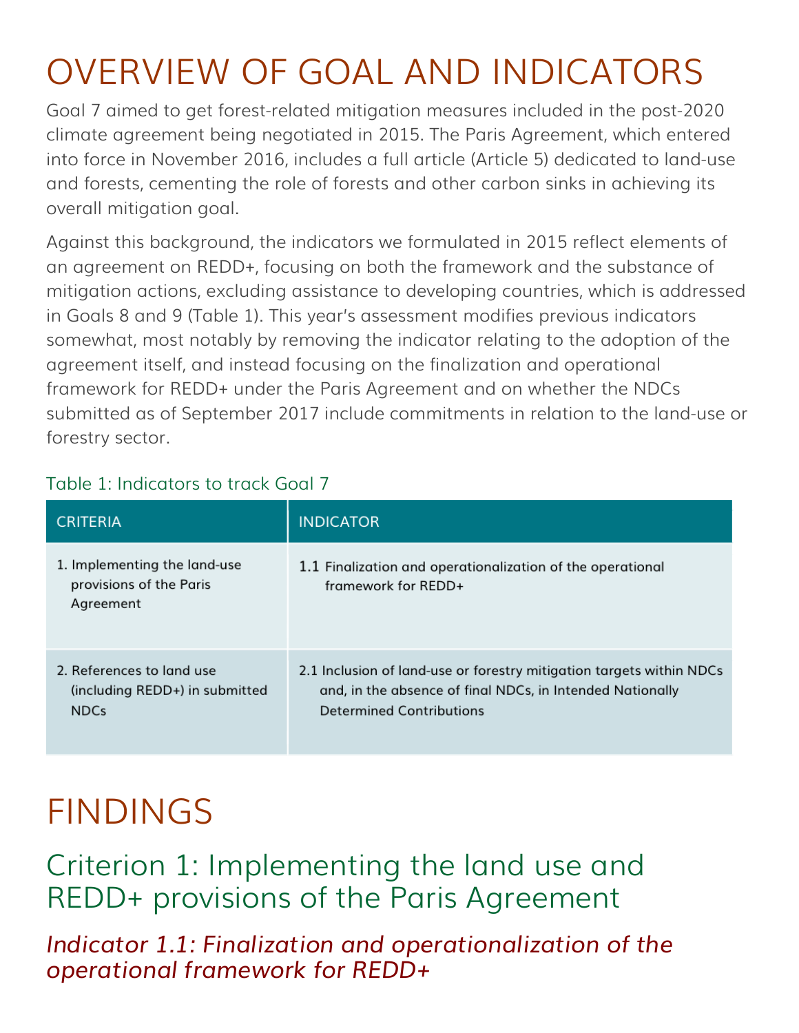# OVERVIEW OF GOAL AND INDICATORS

Goal 7 aimed to get forest-related mitigation measures included in the post-2020 climate agreement being negotiated in 2015. The Paris Agreement, which entered into force in November 2016, includes a full article (Article 5) dedicated to land-use and forests, cementing the role of forests and other carbon sinks in achieving its overall mitigation goal.

Against this background, the indicators we formulated in 2015 reflect elements of an agreement on REDD+, focusing on both the framework and the substance of mitigation actions, excluding assistance to developing countries, which is addressed in Goals 8 and 9 (Table 1). This year's assessment modifies previous indicators somewhat, most notably by removing the indicator relating to the adoption of the agreement itself, and instead focusing on the finalization and operational framework for REDD+ under the Paris Agreement and on whether the NDCs submitted as of September 2017 include commitments in relation to the land-use or forestry sector.

Table 1: Indicators to track Goal 7

| CRITERIA | INDICATOR |
| --- | --- |
| 1. Implementing the land-use provisions of the Paris Agreement | 1.1 Finalization and operationalization of the operational framework for REDD+ |
| 2. References to land use (including REDD+) in submitted NDCs | 2.1 Inclusion of land-use or forestry mitigation targets within NDCs and, in the absence of final NDCs, in Intended Nationally Determined Contributions |

# FINDINGS

## Criterion 1: Implementing the land use and REDD+ provisions of the Paris Agreement

### *Indicator 1.1: Finalization and operationalization of the operational framework for REDD+*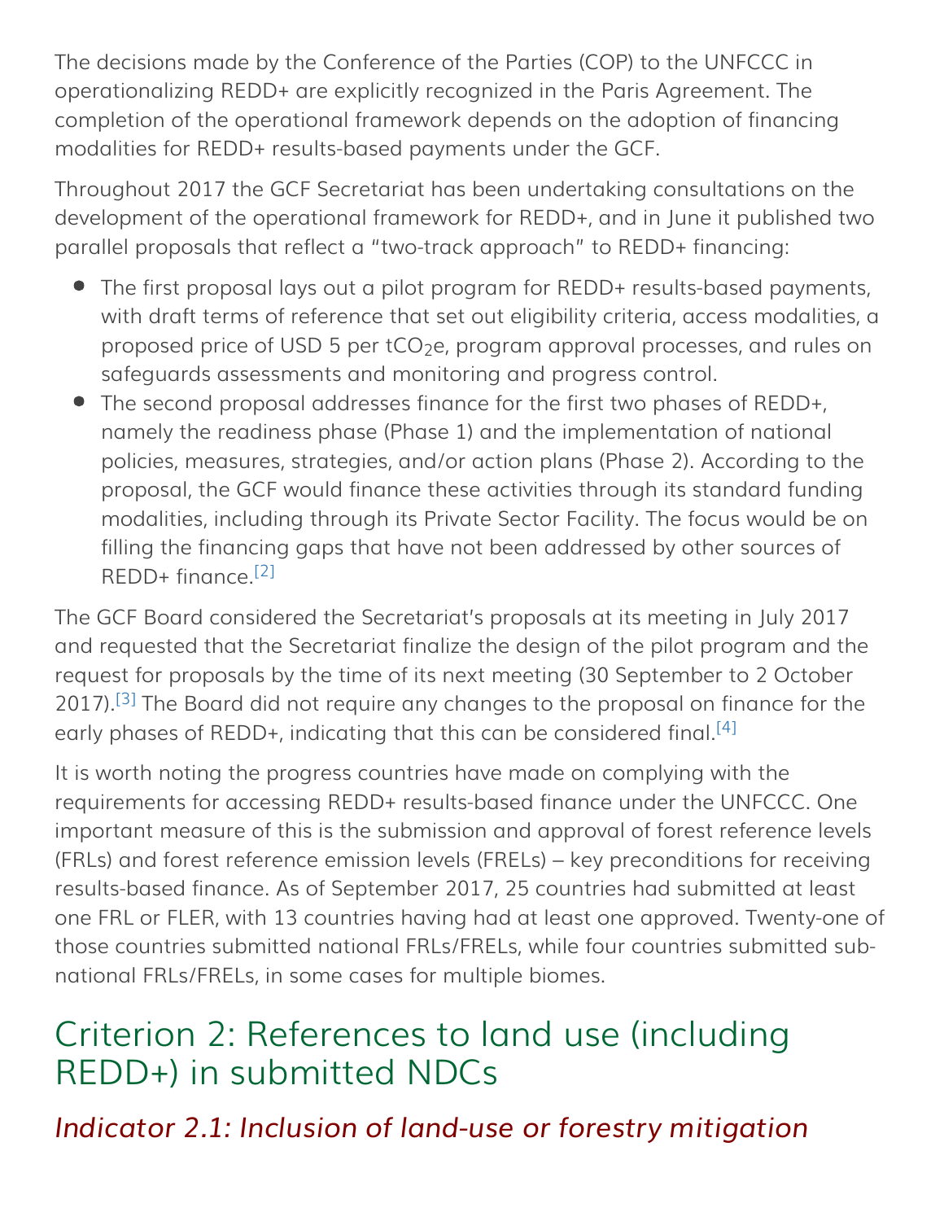The decisions made by the Conference of the Parties (COP) to the UNFCCC in operationalizing REDD+ are explicitly recognized in the Paris Agreement. The completion of the operational framework depends on the adoption of financing modalities for REDD+ results-based payments under the GCF.

Throughout 2017 the GCF Secretariat has been undertaking consultations on the development of the operational framework for REDD+, and in June it published two parallel proposals that reflect a "two-track approach" to REDD+ financing:

- The first proposal lays out a pilot program for REDD+ results-based payments, with draft terms of reference that set out eligibility criteria, access modalities, a proposed price of USD 5 per $tCO_2e$, program approval processes, and rules on safeguards assessments and monitoring and progress control.
- The second proposal addresses finance for the first two phases of REDD+, namely the readiness phase (Phase 1) and the implementation of national policies, measures, strategies, and/or action plans (Phase 2). According to the proposal, the GCF would finance these activities through its standard funding modalities, including through its Private Sector Facility. The focus would be on filling the financing gaps that have not been addressed by other sources of REDD+ finance.[2]

The GCF Board considered the Secretariat's proposals at its meeting in July 2017 and requested that the Secretariat finalize the design of the pilot program and the request for proposals by the time of its next meeting (30 September to 2 October 2017).[3] The Board did not require any changes to the proposal on finance for the early phases of REDD+, indicating that this can be considered final.[4]

It is worth noting the progress countries have made on complying with the requirements for accessing REDD+ results-based finance under the UNFCCC. One important measure of this is the submission and approval of forest reference levels (FRLs) and forest reference emission levels (FRELs) – key preconditions for receiving results-based finance. As of September 2017, 25 countries had submitted at least one FRL or FLER, with 13 countries having had at least one approved. Twenty-one of those countries submitted national FRLs/FRELs, while four countries submitted sub-national FRLs/FRELs, in some cases for multiple biomes.

## Criterion 2: References to land use (including REDD+) in submitted NDCs

### *Indicator 2.1: Inclusion of land-use or forestry mitigation*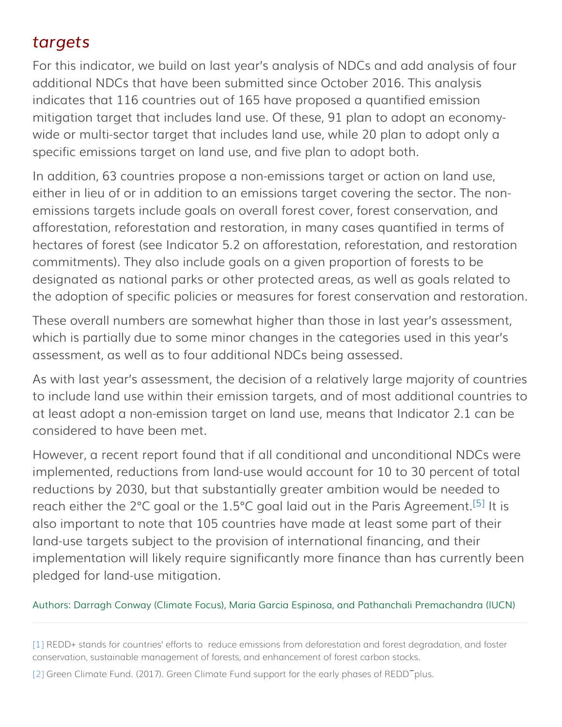## *targets*

For this indicator, we build on last year's analysis of NDCs and add analysis of four additional NDCs that have been submitted since October 2016. This analysis indicates that 116 countries out of 165 have proposed a quantified emission mitigation target that includes land use. Of these, 91 plan to adopt an economy-wide or multi-sector target that includes land use, while 20 plan to adopt only a specific emissions target on land use, and five plan to adopt both.

In addition, 63 countries propose a non-emissions target or action on land use, either in lieu of or in addition to an emissions target covering the sector. The non-emissions targets include goals on overall forest cover, forest conservation, and afforestation, reforestation and restoration, in many cases quantified in terms of hectares of forest (see Indicator 5.2 on afforestation, reforestation, and restoration commitments). They also include goals on a given proportion of forests to be designated as national parks or other protected areas, as well as goals related to the adoption of specific policies or measures for forest conservation and restoration.

These overall numbers are somewhat higher than those in last year's assessment, which is partially due to some minor changes in the categories used in this year's assessment, as well as to four additional NDCs being assessed.

As with last year's assessment, the decision of a relatively large majority of countries to include land use within their emission targets, and of most additional countries to at least adopt a non-emission target on land use, means that Indicator 2.1 can be considered to have been met.

However, a recent report found that if all conditional and unconditional NDCs were implemented, reductions from land-use would account for 10 to 30 percent of total reductions by 2030, but that substantially greater ambition would be needed to reach either the 2°C goal or the 1.5°C goal laid out in the Paris Agreement.[5] It is also important to note that 105 countries have made at least some part of their land-use targets subject to the provision of international financing, and their implementation will likely require significantly more finance than has currently been pledged for land-use mitigation.

Authors: Darragh Conway (Climate Focus), Maria Garcia Espinosa, and Pathanchali Premachandra (IUCN)

---

[1] REDD+ stands for countries' efforts to reduce emissions from deforestation and forest degradation, and foster conservation, sustainable management of forests, and enhancement of forest carbon stocks.

[2] Green Climate Fund. (2017). Green Climate Fund support for the early phases of REDD‾plus.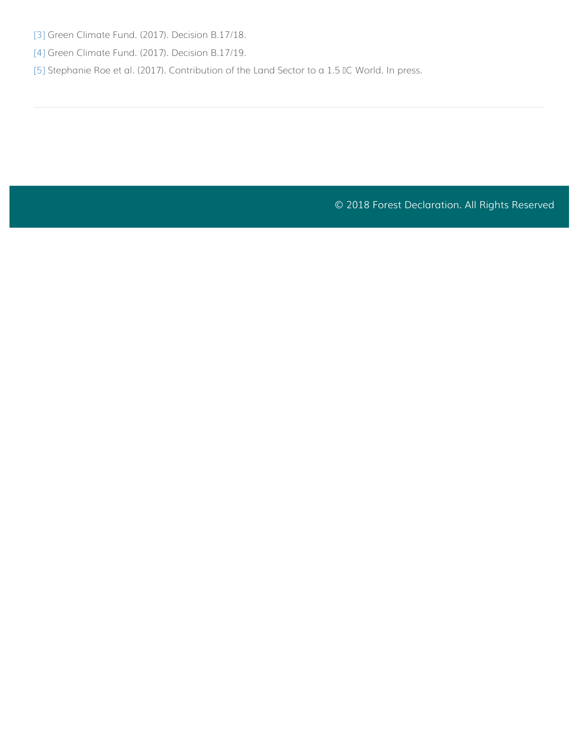[3] Green Climate Fund. (2017). Decision B.17/18.

[4] Green Climate Fund. (2017). Decision B.17/19.

[5] Stephanie Roe et al. (2017). Contribution of the Land Sector to a 1.5 °C World. In press.

---

© 2018 Forest Declaration. All Rights Reserved